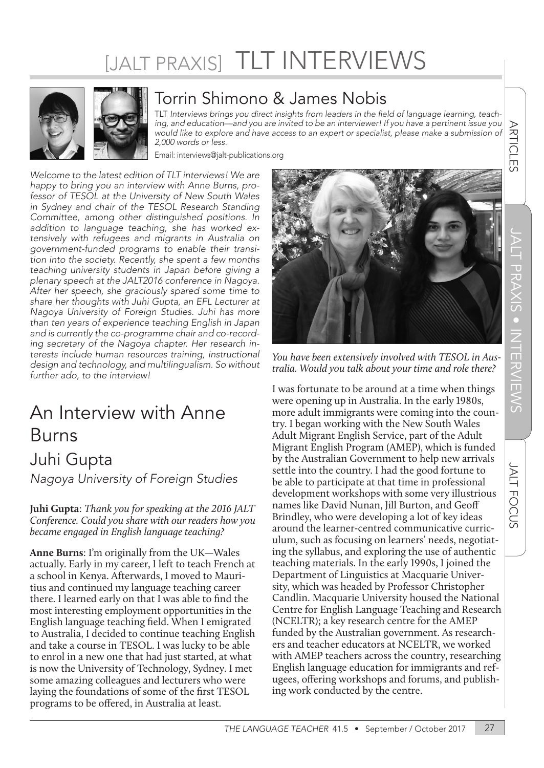# [JALT PRAXIS] TLT INTERVIEWS

## Torrin Shimono & James Nobis

TLT *Interviews brings you direct insights from leaders in the field of language learning, teaching, and education—and you are invited to be an interviewer! If you have a pertinent issue you would like to explore and have access to an expert or specialist, please make a submission of 2,000 words or less.*

Email: interviews@jalt-publications.org

*Welcome to the latest edition of TLT interviews! We are happy to bring you an interview with Anne Burns, professor of TESOL at the University of New South Wales in Sydney and chair of the TESOL Research Standing Committee, among other distinguished positions. In addition to language teaching, she has worked extensively with refugees and migrants in Australia on government-funded programs to enable their transition into the society. Recently, she spent a few months teaching university students in Japan before giving a plenary speech at the JALT2016 conference in Nagoya. After her speech, she graciously spared some time to share her thoughts with Juhi Gupta, an EFL Lecturer at Nagoya University of Foreign Studies. Juhi has more than ten years of experience teaching English in Japan and is currently the co-programme chair and co-recording secretary of the Nagoya chapter. Her research interests include human resources training, instructional design and technology, and multilingualism. So without further ado, to the interview!*

# An Interview with Anne Burns

## Juhi Gupta

*Nagoya University of Foreign Studies*

**Juhi Gupta**: *Thank you for speaking at the 2016 JALT Conference. Could you share with our readers how you became engaged in English language teaching?*

**Anne Burns**: I'm originally from the UK—Wales actually. Early in my career, I left to teach French at a school in Kenya. Afterwards, I moved to Mauritius and continued my language teaching career there. I learned early on that I was able to find the most interesting employment opportunities in the English language teaching field. When I emigrated to Australia, I decided to continue teaching English and take a course in TESOL. I was lucky to be able to enrol in a new one that had just started, at what is now the University of Technology, Sydney. I met some amazing colleagues and lecturers who were laying the foundations of some of the first TESOL programs to be offered, in Australia at least.

*You have been extensively involved with TESOL in Australia. Would you talk about your time and role there?*

I was fortunate to be around at a time when things were opening up in Australia. In the early 1980s, more adult immigrants were coming into the country. I began working with the New South Wales Adult Migrant English Service, part of the Adult Migrant English Program (AMEP), which is funded by the Australian Government to help new arrivals settle into the country. I had the good fortune to be able to participate at that time in professional development workshops with some very illustrious names like David Nunan, Jill Burton, and Geoff Brindley, who were developing a lot of key ideas around the learner-centred communicative curriculum, such as focusing on learners' needs, negotiating the syllabus, and exploring the use of authentic teaching materials. In the early 1990s, I joined the Department of Linguistics at Macquarie University, which was headed by Professor Christopher Candlin. Macquarie University housed the National Centre for English Language Teaching and Research (NCELTR); a key research centre for the AMEP funded by the Australian government. As researchers and teacher educators at NCELTR, we worked with AMEP teachers across the country, researching English language education for immigrants and refugees, offering workshops and forums, and publishing work conducted by the centre.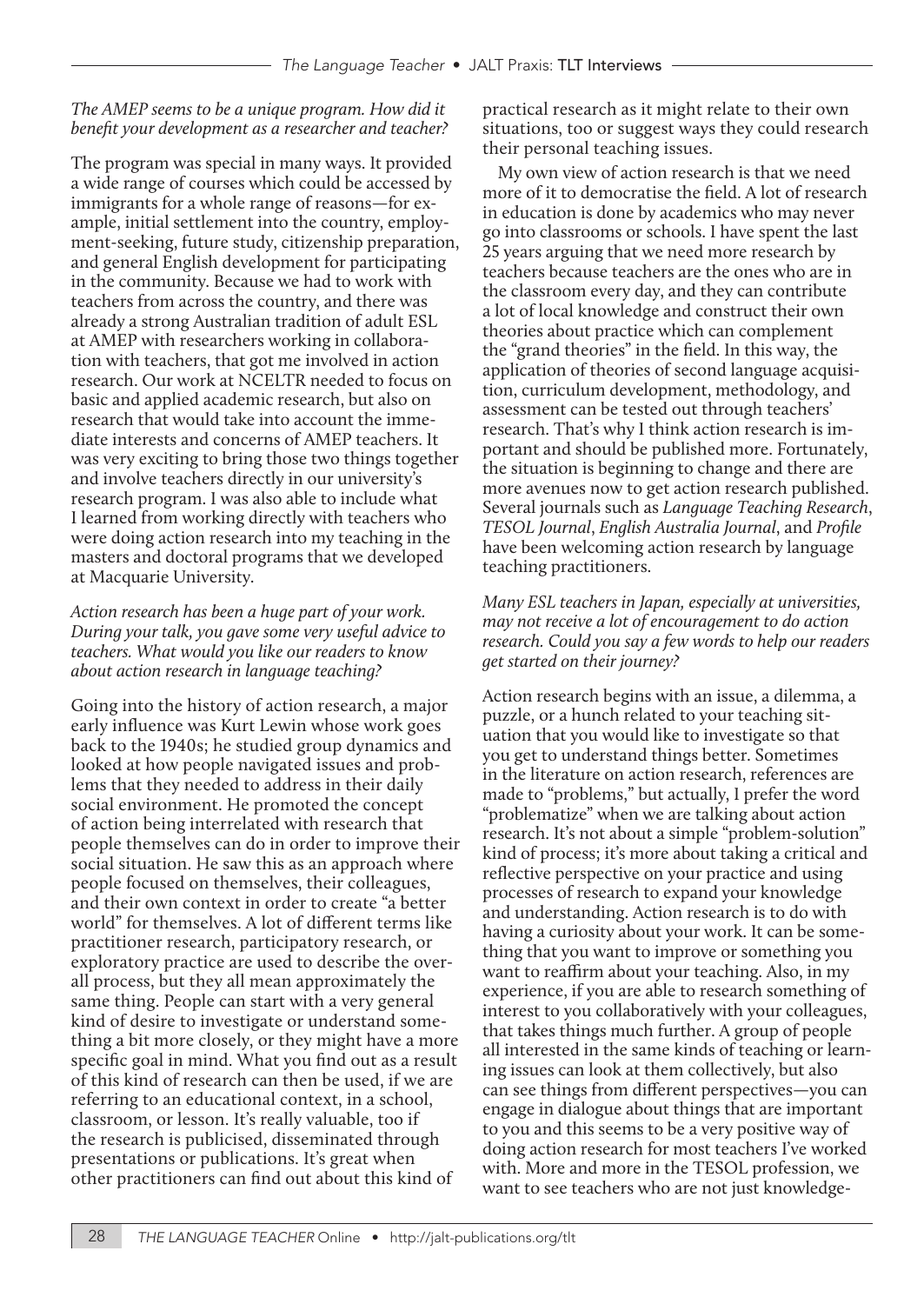*The AMEP seems to be a unique program. How did it benefit your development as a researcher and teacher?*

The program was special in many ways. It provided a wide range of courses which could be accessed by immigrants for a whole range of reasons—for example, initial settlement into the country, employment-seeking, future study, citizenship preparation, and general English development for participating in the community. Because we had to work with teachers from across the country, and there was already a strong Australian tradition of adult ESL at AMEP with researchers working in collaboration with teachers, that got me involved in action research. Our work at NCELTR needed to focus on basic and applied academic research, but also on research that would take into account the immediate interests and concerns of AMEP teachers. It was very exciting to bring those two things together and involve teachers directly in our university's research program. I was also able to include what I learned from working directly with teachers who were doing action research into my teaching in the masters and doctoral programs that we developed at Macquarie University.

*Action research has been a huge part of your work. During your talk, you gave some very useful advice to teachers. What would you like our readers to know about action research in language teaching?*

Going into the history of action research, a major early influence was Kurt Lewin whose work goes back to the 1940s; he studied group dynamics and looked at how people navigated issues and problems that they needed to address in their daily social environment. He promoted the concept of action being interrelated with research that people themselves can do in order to improve their social situation. He saw this as an approach where people focused on themselves, their colleagues, and their own context in order to create "a better world" for themselves. A lot of different terms like practitioner research, participatory research, or exploratory practice are used to describe the overall process, but they all mean approximately the same thing. People can start with a very general kind of desire to investigate or understand something a bit more closely, or they might have a more specific goal in mind. What you find out as a result of this kind of research can then be used, if we are referring to an educational context, in a school, classroom, or lesson. It's really valuable, too if the research is publicised, disseminated through presentations or publications. It's great when other practitioners can find out about this kind of practical research as it might relate to their own situations, too or suggest ways they could research their personal teaching issues.

My own view of action research is that we need more of it to democratise the field. A lot of research in education is done by academics who may never go into classrooms or schools. I have spent the last 25 years arguing that we need more research by teachers because teachers are the ones who are in the classroom every day, and they can contribute a lot of local knowledge and construct their own theories about practice which can complement the "grand theories" in the field. In this way, the application of theories of second language acquisition, curriculum development, methodology, and assessment can be tested out through teachers' research. That's why I think action research is important and should be published more. Fortunately, the situation is beginning to change and there are more avenues now to get action research published. Several journals such as *Language Teaching Research*, *TESOL Journal*, *English Australia Journal*, and *Profile* have been welcoming action research by language teaching practitioners.

*Many ESL teachers in Japan, especially at universities, may not receive a lot of encouragement to do action research. Could you say a few words to help our readers get started on their journey?*

Action research begins with an issue, a dilemma, a puzzle, or a hunch related to your teaching situation that you would like to investigate so that you get to understand things better. Sometimes in the literature on action research, references are made to "problems," but actually, I prefer the word "problematize" when we are talking about action research. It's not about a simple "problem-solution" kind of process; it's more about taking a critical and reflective perspective on your practice and using processes of research to expand your knowledge and understanding. Action research is to do with having a curiosity about your work. It can be something that you want to improve or something you want to reaffirm about your teaching. Also, in my experience, if you are able to research something of interest to you collaboratively with your colleagues, that takes things much further. A group of people all interested in the same kinds of teaching or learning issues can look at them collectively, but also can see things from different perspectives—you can engage in dialogue about things that are important to you and this seems to be a very positive way of doing action research for most teachers I've worked with. More and more in the TESOL profession, we want to see teachers who are not just knowledge-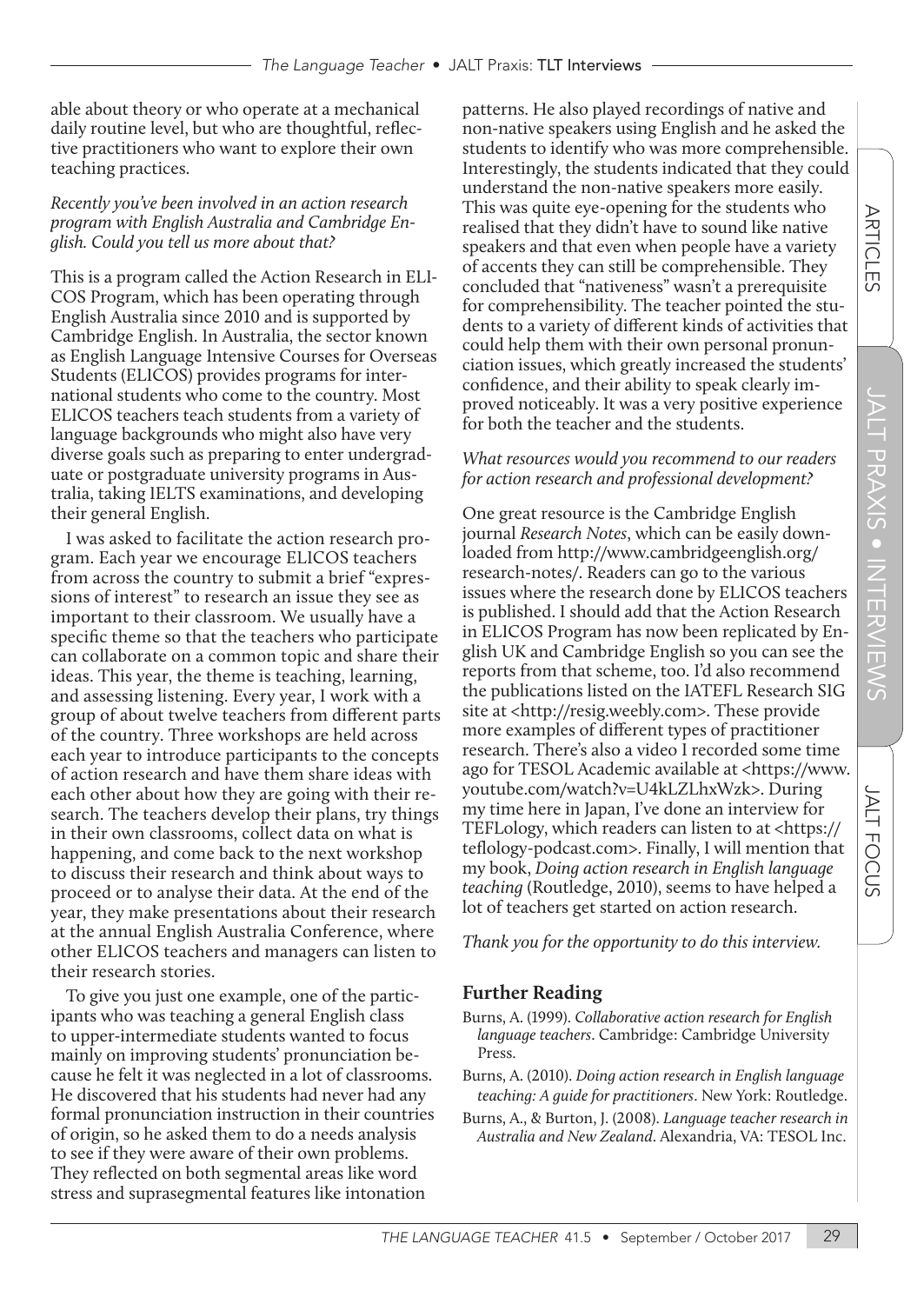able about theory or who operate at a mechanical daily routine level, but who are thoughtful, reflective practitioners who want to explore their own teaching practices.

*Recently you've been involved in an action research program with English Australia and Cambridge English. Could you tell us more about that?*

This is a program called the Action Research in ELICOS Program, which has been operating through English Australia since 2010 and is supported by Cambridge English. In Australia, the sector known as English Language Intensive Courses for Overseas Students (ELICOS) provides programs for international students who come to the country. Most ELICOS teachers teach students from a variety of language backgrounds who might also have very diverse goals such as preparing to enter undergraduate or postgraduate university programs in Australia, taking IELTS examinations, and developing their general English.

I was asked to facilitate the action research program. Each year we encourage ELICOS teachers from across the country to submit a brief "expressions of interest" to research an issue they see as important to their classroom. We usually have a specific theme so that the teachers who participate can collaborate on a common topic and share their ideas. This year, the theme is teaching, learning, and assessing listening. Every year, I work with a group of about twelve teachers from different parts of the country. Three workshops are held across each year to introduce participants to the concepts of action research and have them share ideas with each other about how they are going with their research. The teachers develop their plans, try things in their own classrooms, collect data on what is happening, and come back to the next workshop to discuss their research and think about ways to proceed or to analyse their data. At the end of the year, they make presentations about their research at the annual English Australia Conference, where other ELICOS teachers and managers can listen to their research stories.

To give you just one example, one of the participants who was teaching a general English class to upper-intermediate students wanted to focus mainly on improving students' pronunciation because he felt it was neglected in a lot of classrooms. He discovered that his students had never had any formal pronunciation instruction in their countries of origin, so he asked them to do a needs analysis to see if they were aware of their own problems. They reflected on both segmental areas like word stress and suprasegmental features like intonation patterns. He also played recordings of native and non-native speakers using English and he asked the students to identify who was more comprehensible. Interestingly, the students indicated that they could understand the non-native speakers more easily. This was quite eye-opening for the students who realised that they didn't have to sound like native speakers and that even when people have a variety of accents they can still be comprehensible. They concluded that "nativeness" wasn't a prerequisite for comprehensibility. The teacher pointed the students to a variety of different kinds of activities that could help them with their own personal pronunciation issues, which greatly increased the students' confidence, and their ability to speak clearly improved noticeably. It was a very positive experience for both the teacher and the students.

*What resources would you recommend to our readers for action research and professional development?*

One great resource is the Cambridge English journal *Research Notes*, which can be easily downloaded from http://www.cambridgeenglish.org/research-notes/. Readers can go to the various issues where the research done by ELICOS teachers is published. I should add that the Action Research in ELICOS Program has now been replicated by English UK and Cambridge English so you can see the reports from that scheme, too. I'd also recommend the publications listed on the IATEFL Research SIG site at <http://resig.weebly.com>. These provide more examples of different types of practitioner research. There's also a video I recorded some time ago for TESOL Academic available at <https://www.youtube.com/watch?v=U4kLZLhxWzk>. During my time here in Japan, I've done an interview for TEFLology, which readers can listen to at <https://teflology-podcast.com>. Finally, I will mention that my book, *Doing action research in English language teaching* (Routledge, 2010), seems to have helped a lot of teachers get started on action research.

*Thank you for the opportunity to do this interview.*

## Further Reading

Burns, A. (1999). *Collaborative action research for English language teachers*. Cambridge: Cambridge University Press.

Burns, A. (2010). *Doing action research in English language teaching: A guide for practitioners*. New York: Routledge.

Burns, A., & Burton, J. (2008). *Language teacher research in Australia and New Zealand*. Alexandria, VA: TESOL Inc.